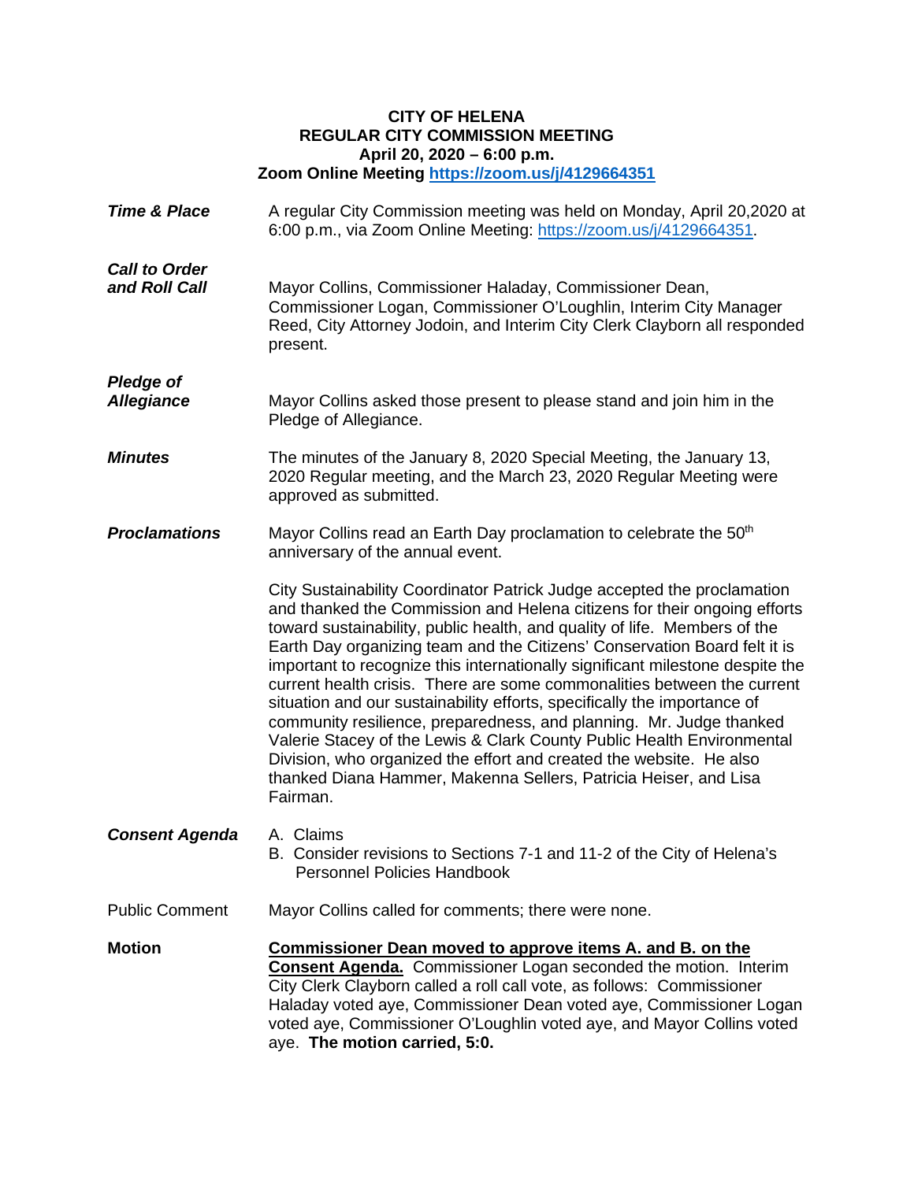**CITY OF HELENA**
**REGULAR CITY COMMISSION MEETING**
**April 20, 2020 – 6:00 p.m.**
**Zoom Online Meeting https://zoom.us/j/4129664351**

***Time & Place***

A regular City Commission meeting was held on Monday, April 20,2020 at 6:00 p.m., via Zoom Online Meeting: https://zoom.us/j/4129664351.

***Call to Order and Roll Call***

Mayor Collins, Commissioner Haladay, Commissioner Dean, Commissioner Logan, Commissioner O'Loughlin, Interim City Manager Reed, City Attorney Jodoin, and Interim City Clerk Clayborn all responded present.

***Pledge of Allegiance***

Mayor Collins asked those present to please stand and join him in the Pledge of Allegiance.

***Minutes***

The minutes of the January 8, 2020 Special Meeting, the January 13, 2020 Regular meeting, and the March 23, 2020 Regular Meeting were approved as submitted.

***Proclamations***

Mayor Collins read an Earth Day proclamation to celebrate the 50th anniversary of the annual event.

City Sustainability Coordinator Patrick Judge accepted the proclamation and thanked the Commission and Helena citizens for their ongoing efforts toward sustainability, public health, and quality of life. Members of the Earth Day organizing team and the Citizens' Conservation Board felt it is important to recognize this internationally significant milestone despite the current health crisis. There are some commonalities between the current situation and our sustainability efforts, specifically the importance of community resilience, preparedness, and planning. Mr. Judge thanked Valerie Stacey of the Lewis & Clark County Public Health Environmental Division, who organized the effort and created the website. He also thanked Diana Hammer, Makenna Sellers, Patricia Heiser, and Lisa Fairman.

***Consent Agenda***

A. Claims
B. Consider revisions to Sections 7-1 and 11-2 of the City of Helena's Personnel Policies Handbook

Public Comment

Mayor Collins called for comments; there were none.

**Motion**

**Commissioner Dean moved to approve items A. and B. on the Consent Agenda.** Commissioner Logan seconded the motion. Interim City Clerk Clayborn called a roll call vote, as follows: Commissioner Haladay voted aye, Commissioner Dean voted aye, Commissioner Logan voted aye, Commissioner O'Loughlin voted aye, and Mayor Collins voted aye. **The motion carried, 5:0.**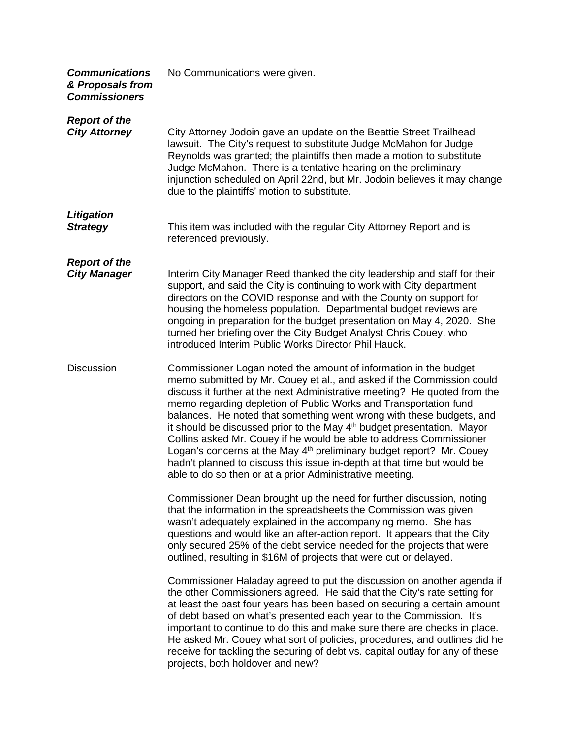***Communications & Proposals from Commissioners***

No Communications were given.

***Report of the City Attorney***

City Attorney Jodoin gave an update on the Beattie Street Trailhead lawsuit. The City's request to substitute Judge McMahon for Judge Reynolds was granted; the plaintiffs then made a motion to substitute Judge McMahon. There is a tentative hearing on the preliminary injunction scheduled on April 22nd, but Mr. Jodoin believes it may change due to the plaintiffs' motion to substitute.

***Litigation Strategy***

This item was included with the regular City Attorney Report and is referenced previously.

***Report of the City Manager***

Interim City Manager Reed thanked the city leadership and staff for their support, and said the City is continuing to work with City department directors on the COVID response and with the County on support for housing the homeless population. Departmental budget reviews are ongoing in preparation for the budget presentation on May 4, 2020. She turned her briefing over the City Budget Analyst Chris Couey, who introduced Interim Public Works Director Phil Hauck.

Discussion

Commissioner Logan noted the amount of information in the budget memo submitted by Mr. Couey et al., and asked if the Commission could discuss it further at the next Administrative meeting? He quoted from the memo regarding depletion of Public Works and Transportation fund balances. He noted that something went wrong with these budgets, and it should be discussed prior to the May 4th budget presentation. Mayor Collins asked Mr. Couey if he would be able to address Commissioner Logan's concerns at the May 4th preliminary budget report? Mr. Couey hadn't planned to discuss this issue in-depth at that time but would be able to do so then or at a prior Administrative meeting.

Commissioner Dean brought up the need for further discussion, noting that the information in the spreadsheets the Commission was given wasn't adequately explained in the accompanying memo. She has questions and would like an after-action report. It appears that the City only secured 25% of the debt service needed for the projects that were outlined, resulting in $16M of projects that were cut or delayed.

Commissioner Haladay agreed to put the discussion on another agenda if the other Commissioners agreed. He said that the City's rate setting for at least the past four years has been based on securing a certain amount of debt based on what's presented each year to the Commission. It's important to continue to do this and make sure there are checks in place. He asked Mr. Couey what sort of policies, procedures, and outlines did he receive for tackling the securing of debt vs. capital outlay for any of these projects, both holdover and new?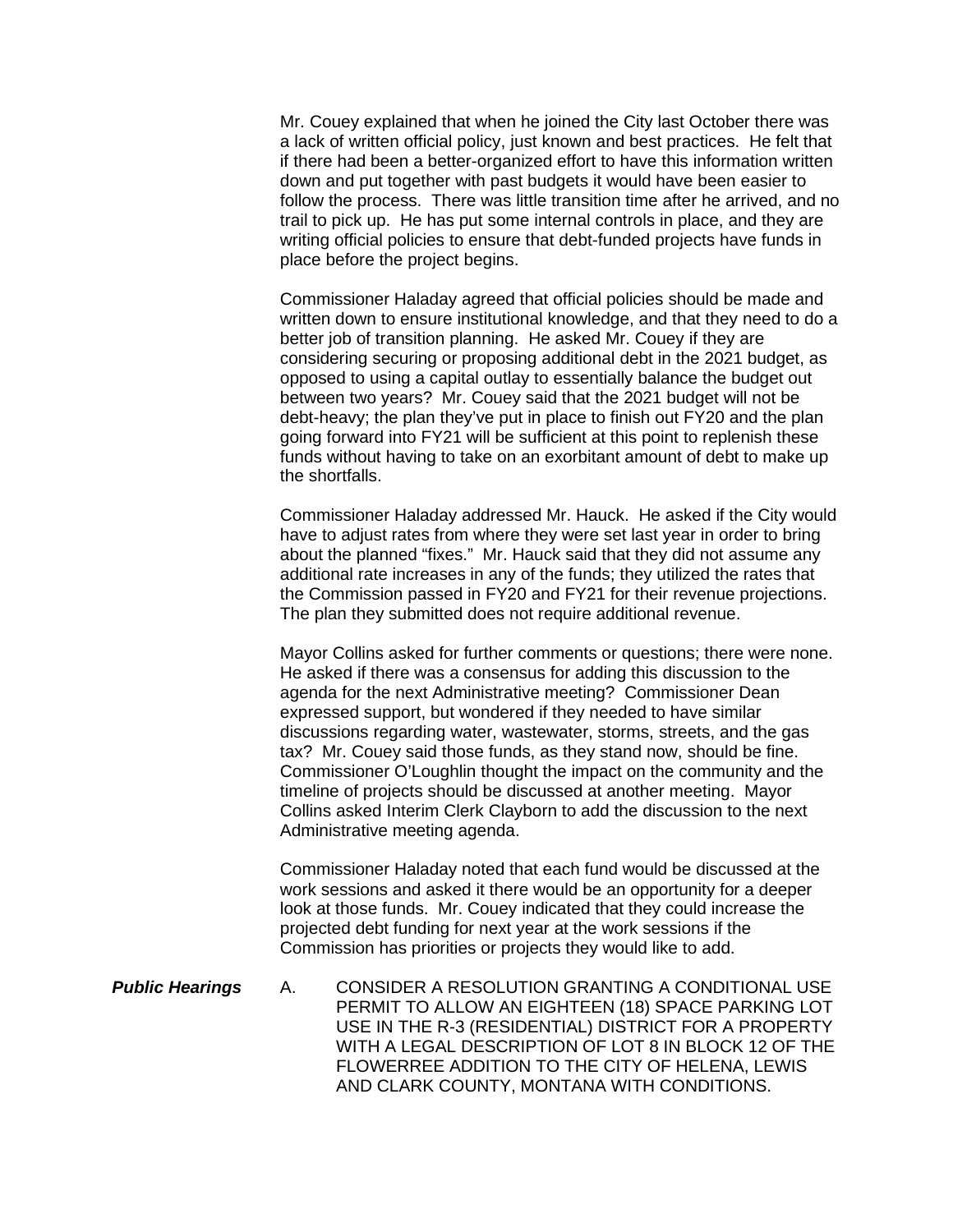Mr. Couey explained that when he joined the City last October there was a lack of written official policy, just known and best practices. He felt that if there had been a better-organized effort to have this information written down and put together with past budgets it would have been easier to follow the process. There was little transition time after he arrived, and no trail to pick up. He has put some internal controls in place, and they are writing official policies to ensure that debt-funded projects have funds in place before the project begins.

Commissioner Haladay agreed that official policies should be made and written down to ensure institutional knowledge, and that they need to do a better job of transition planning. He asked Mr. Couey if they are considering securing or proposing additional debt in the 2021 budget, as opposed to using a capital outlay to essentially balance the budget out between two years? Mr. Couey said that the 2021 budget will not be debt-heavy; the plan they've put in place to finish out FY20 and the plan going forward into FY21 will be sufficient at this point to replenish these funds without having to take on an exorbitant amount of debt to make up the shortfalls.

Commissioner Haladay addressed Mr. Hauck. He asked if the City would have to adjust rates from where they were set last year in order to bring about the planned "fixes." Mr. Hauck said that they did not assume any additional rate increases in any of the funds; they utilized the rates that the Commission passed in FY20 and FY21 for their revenue projections. The plan they submitted does not require additional revenue.

Mayor Collins asked for further comments or questions; there were none. He asked if there was a consensus for adding this discussion to the agenda for the next Administrative meeting? Commissioner Dean expressed support, but wondered if they needed to have similar discussions regarding water, wastewater, storms, streets, and the gas tax? Mr. Couey said those funds, as they stand now, should be fine. Commissioner O'Loughlin thought the impact on the community and the timeline of projects should be discussed at another meeting. Mayor Collins asked Interim Clerk Clayborn to add the discussion to the next Administrative meeting agenda.

Commissioner Haladay noted that each fund would be discussed at the work sessions and asked it there would be an opportunity for a deeper look at those funds. Mr. Couey indicated that they could increase the projected debt funding for next year at the work sessions if the Commission has priorities or projects they would like to add.

***Public Hearings***

A. CONSIDER A RESOLUTION GRANTING A CONDITIONAL USE PERMIT TO ALLOW AN EIGHTEEN (18) SPACE PARKING LOT USE IN THE R-3 (RESIDENTIAL) DISTRICT FOR A PROPERTY WITH A LEGAL DESCRIPTION OF LOT 8 IN BLOCK 12 OF THE FLOWERREE ADDITION TO THE CITY OF HELENA, LEWIS AND CLARK COUNTY, MONTANA WITH CONDITIONS.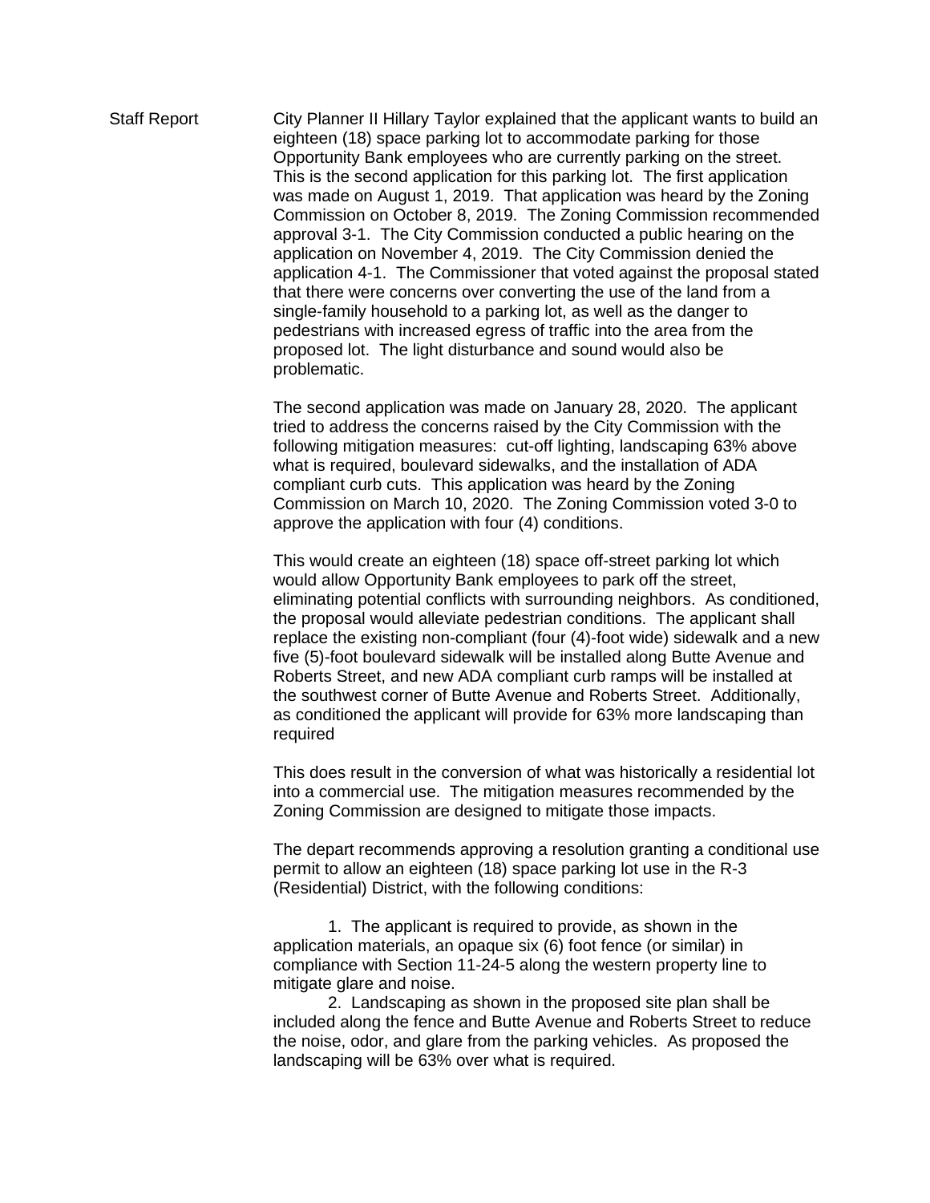Staff Report

City Planner II Hillary Taylor explained that the applicant wants to build an eighteen (18) space parking lot to accommodate parking for those Opportunity Bank employees who are currently parking on the street. This is the second application for this parking lot. The first application was made on August 1, 2019. That application was heard by the Zoning Commission on October 8, 2019. The Zoning Commission recommended approval 3-1. The City Commission conducted a public hearing on the application on November 4, 2019. The City Commission denied the application 4-1. The Commissioner that voted against the proposal stated that there were concerns over converting the use of the land from a single-family household to a parking lot, as well as the danger to pedestrians with increased egress of traffic into the area from the proposed lot. The light disturbance and sound would also be problematic.

The second application was made on January 28, 2020. The applicant tried to address the concerns raised by the City Commission with the following mitigation measures: cut-off lighting, landscaping 63% above what is required, boulevard sidewalks, and the installation of ADA compliant curb cuts. This application was heard by the Zoning Commission on March 10, 2020. The Zoning Commission voted 3-0 to approve the application with four (4) conditions.

This would create an eighteen (18) space off-street parking lot which would allow Opportunity Bank employees to park off the street, eliminating potential conflicts with surrounding neighbors. As conditioned, the proposal would alleviate pedestrian conditions. The applicant shall replace the existing non-compliant (four (4)-foot wide) sidewalk and a new five (5)-foot boulevard sidewalk will be installed along Butte Avenue and Roberts Street, and new ADA compliant curb ramps will be installed at the southwest corner of Butte Avenue and Roberts Street. Additionally, as conditioned the applicant will provide for 63% more landscaping than required

This does result in the conversion of what was historically a residential lot into a commercial use. The mitigation measures recommended by the Zoning Commission are designed to mitigate those impacts.

The depart recommends approving a resolution granting a conditional use permit to allow an eighteen (18) space parking lot use in the R-3 (Residential) District, with the following conditions:

1. The applicant is required to provide, as shown in the application materials, an opaque six (6) foot fence (or similar) in compliance with Section 11-24-5 along the western property line to mitigate glare and noise.
2. Landscaping as shown in the proposed site plan shall be included along the fence and Butte Avenue and Roberts Street to reduce the noise, odor, and glare from the parking vehicles. As proposed the landscaping will be 63% over what is required.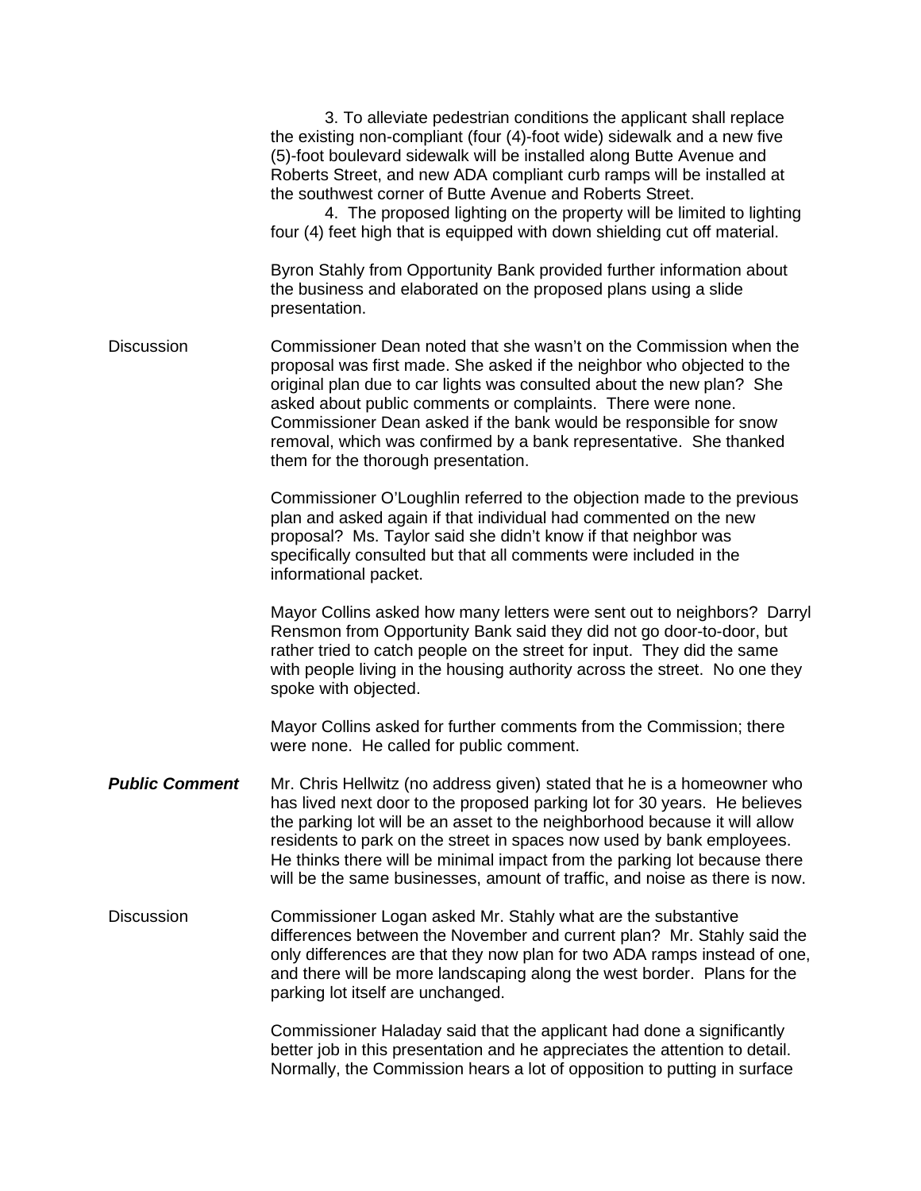3. To alleviate pedestrian conditions the applicant shall replace the existing non-compliant (four (4)-foot wide) sidewalk and a new five (5)-foot boulevard sidewalk will be installed along Butte Avenue and Roberts Street, and new ADA compliant curb ramps will be installed at the southwest corner of Butte Avenue and Roberts Street.

4. The proposed lighting on the property will be limited to lighting four (4) feet high that is equipped with down shielding cut off material.

Byron Stahly from Opportunity Bank provided further information about the business and elaborated on the proposed plans using a slide presentation.

Discussion

Commissioner Dean noted that she wasn't on the Commission when the proposal was first made. She asked if the neighbor who objected to the original plan due to car lights was consulted about the new plan? She asked about public comments or complaints. There were none. Commissioner Dean asked if the bank would be responsible for snow removal, which was confirmed by a bank representative. She thanked them for the thorough presentation.

Commissioner O'Loughlin referred to the objection made to the previous plan and asked again if that individual had commented on the new proposal? Ms. Taylor said she didn't know if that neighbor was specifically consulted but that all comments were included in the informational packet.

Mayor Collins asked how many letters were sent out to neighbors? Darryl Rensmon from Opportunity Bank said they did not go door-to-door, but rather tried to catch people on the street for input. They did the same with people living in the housing authority across the street. No one they spoke with objected.

Mayor Collins asked for further comments from the Commission; there were none. He called for public comment.

***Public Comment***

Mr. Chris Hellwitz (no address given) stated that he is a homeowner who has lived next door to the proposed parking lot for 30 years. He believes the parking lot will be an asset to the neighborhood because it will allow residents to park on the street in spaces now used by bank employees. He thinks there will be minimal impact from the parking lot because there will be the same businesses, amount of traffic, and noise as there is now.

Discussion

Commissioner Logan asked Mr. Stahly what are the substantive differences between the November and current plan? Mr. Stahly said the only differences are that they now plan for two ADA ramps instead of one, and there will be more landscaping along the west border. Plans for the parking lot itself are unchanged.

Commissioner Haladay said that the applicant had done a significantly better job in this presentation and he appreciates the attention to detail. Normally, the Commission hears a lot of opposition to putting in surface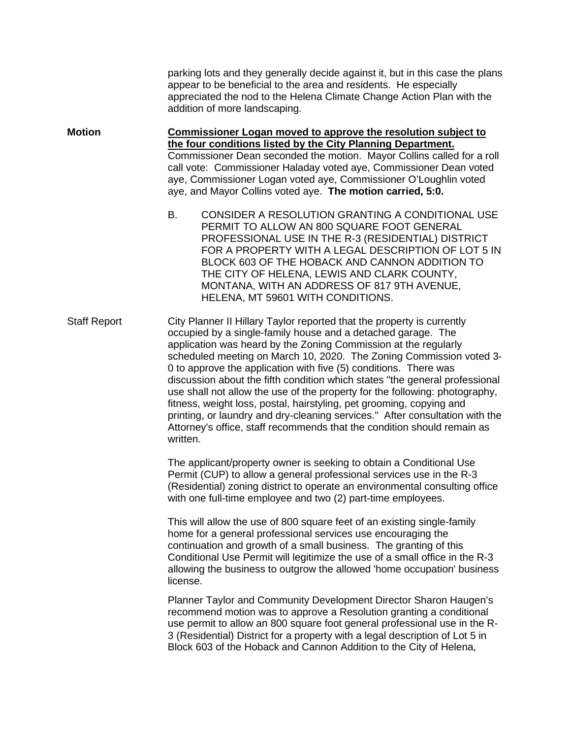parking lots and they generally decide against it, but in this case the plans appear to be beneficial to the area and residents. He especially appreciated the nod to the Helena Climate Change Action Plan with the addition of more landscaping.

**Motion** **<u>Commissioner Logan moved to approve the resolution subject to the four conditions listed by the City Planning Department.</u>** Commissioner Dean seconded the motion. Mayor Collins called for a roll call vote: Commissioner Haladay voted aye, Commissioner Dean voted aye, Commissioner Logan voted aye, Commissioner O'Loughlin voted aye, and Mayor Collins voted aye. **The motion carried, 5:0.**

B. CONSIDER A RESOLUTION GRANTING A CONDITIONAL USE PERMIT TO ALLOW AN 800 SQUARE FOOT GENERAL PROFESSIONAL USE IN THE R-3 (RESIDENTIAL) DISTRICT FOR A PROPERTY WITH A LEGAL DESCRIPTION OF LOT 5 IN BLOCK 603 OF THE HOBACK AND CANNON ADDITION TO THE CITY OF HELENA, LEWIS AND CLARK COUNTY, MONTANA, WITH AN ADDRESS OF 817 9TH AVENUE, HELENA, MT 59601 WITH CONDITIONS.

Staff Report City Planner II Hillary Taylor reported that the property is currently occupied by a single-family house and a detached garage. The application was heard by the Zoning Commission at the regularly scheduled meeting on March 10, 2020. The Zoning Commission voted 3-0 to approve the application with five (5) conditions. There was discussion about the fifth condition which states "the general professional use shall not allow the use of the property for the following: photography, fitness, weight loss, postal, hairstyling, pet grooming, copying and printing, or laundry and dry-cleaning services." After consultation with the Attorney's office, staff recommends that the condition should remain as written.

The applicant/property owner is seeking to obtain a Conditional Use Permit (CUP) to allow a general professional services use in the R-3 (Residential) zoning district to operate an environmental consulting office with one full-time employee and two (2) part-time employees.

This will allow the use of 800 square feet of an existing single-family home for a general professional services use encouraging the continuation and growth of a small business. The granting of this Conditional Use Permit will legitimize the use of a small office in the R-3 allowing the business to outgrow the allowed 'home occupation' business license.

Planner Taylor and Community Development Director Sharon Haugen's recommend motion was to approve a Resolution granting a conditional use permit to allow an 800 square foot general professional use in the R-3 (Residential) District for a property with a legal description of Lot 5 in Block 603 of the Hoback and Cannon Addition to the City of Helena,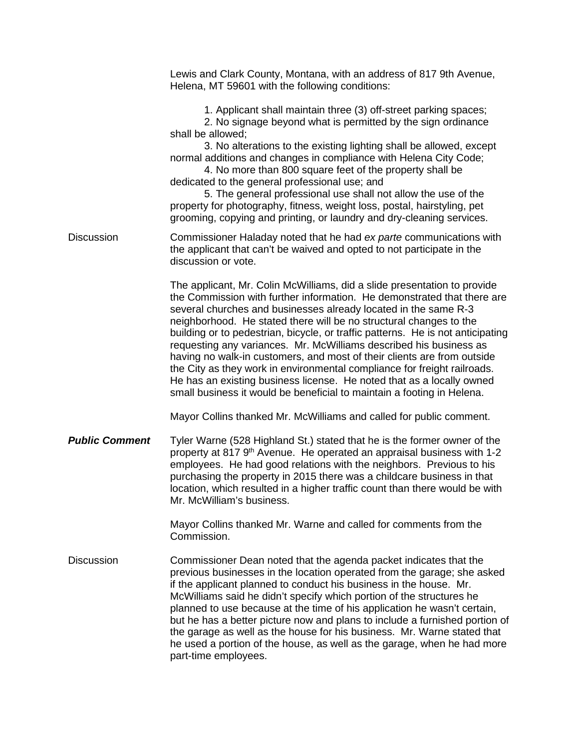Lewis and Clark County, Montana, with an address of 817 9th Avenue, Helena, MT 59601 with the following conditions:

1. Applicant shall maintain three (3) off-street parking spaces;
2. No signage beyond what is permitted by the sign ordinance shall be allowed;
3. No alterations to the existing lighting shall be allowed, except normal additions and changes in compliance with Helena City Code;
4. No more than 800 square feet of the property shall be dedicated to the general professional use; and
5. The general professional use shall not allow the use of the property for photography, fitness, weight loss, postal, hairstyling, pet grooming, copying and printing, or laundry and dry-cleaning services.

Discussion

Commissioner Haladay noted that he had *ex parte* communications with the applicant that can't be waived and opted to not participate in the discussion or vote.

The applicant, Mr. Colin McWilliams, did a slide presentation to provide the Commission with further information. He demonstrated that there are several churches and businesses already located in the same R-3 neighborhood. He stated there will be no structural changes to the building or to pedestrian, bicycle, or traffic patterns. He is not anticipating requesting any variances. Mr. McWilliams described his business as having no walk-in customers, and most of their clients are from outside the City as they work in environmental compliance for freight railroads. He has an existing business license. He noted that as a locally owned small business it would be beneficial to maintain a footing in Helena.

Mayor Collins thanked Mr. McWilliams and called for public comment.

***Public Comment***

Tyler Warne (528 Highland St.) stated that he is the former owner of the property at 817 9th Avenue. He operated an appraisal business with 1-2 employees. He had good relations with the neighbors. Previous to his purchasing the property in 2015 there was a childcare business in that location, which resulted in a higher traffic count than there would be with Mr. McWilliam's business.

Mayor Collins thanked Mr. Warne and called for comments from the Commission.

Discussion

Commissioner Dean noted that the agenda packet indicates that the previous businesses in the location operated from the garage; she asked if the applicant planned to conduct his business in the house. Mr. McWilliams said he didn't specify which portion of the structures he planned to use because at the time of his application he wasn't certain, but he has a better picture now and plans to include a furnished portion of the garage as well as the house for his business. Mr. Warne stated that he used a portion of the house, as well as the garage, when he had more part-time employees.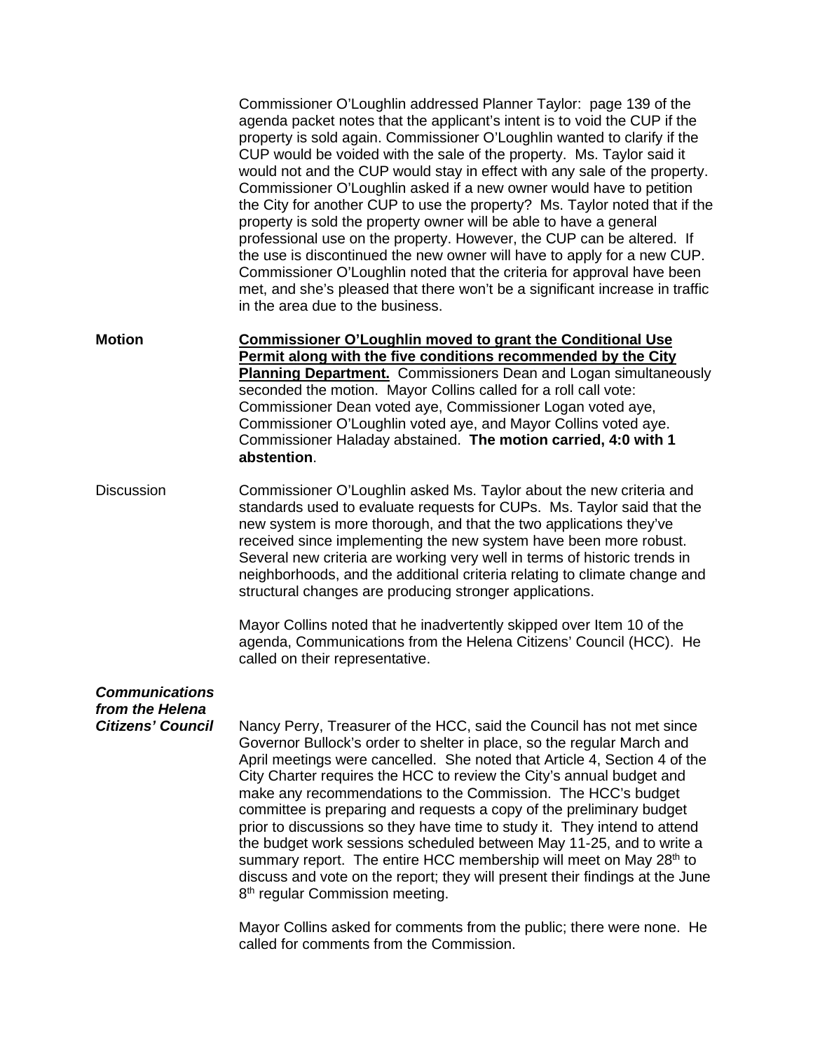Commissioner O'Loughlin addressed Planner Taylor: page 139 of the agenda packet notes that the applicant's intent is to void the CUP if the property is sold again. Commissioner O'Loughlin wanted to clarify if the CUP would be voided with the sale of the property. Ms. Taylor said it would not and the CUP would stay in effect with any sale of the property. Commissioner O'Loughlin asked if a new owner would have to petition the City for another CUP to use the property? Ms. Taylor noted that if the property is sold the property owner will be able to have a general professional use on the property. However, the CUP can be altered. If the use is discontinued the new owner will have to apply for a new CUP. Commissioner O'Loughlin noted that the criteria for approval have been met, and she's pleased that there won't be a significant increase in traffic in the area due to the business.

**Motion**

**Commissioner O'Loughlin moved to grant the Conditional Use Permit along with the five conditions recommended by the City Planning Department.** Commissioners Dean and Logan simultaneously seconded the motion. Mayor Collins called for a roll call vote: Commissioner Dean voted aye, Commissioner Logan voted aye, Commissioner O'Loughlin voted aye, and Mayor Collins voted aye. Commissioner Haladay abstained. **The motion carried, 4:0 with 1 abstention**.

Discussion

Commissioner O'Loughlin asked Ms. Taylor about the new criteria and standards used to evaluate requests for CUPs. Ms. Taylor said that the new system is more thorough, and that the two applications they've received since implementing the new system have been more robust. Several new criteria are working very well in terms of historic trends in neighborhoods, and the additional criteria relating to climate change and structural changes are producing stronger applications.

Mayor Collins noted that he inadvertently skipped over Item 10 of the agenda, Communications from the Helena Citizens' Council (HCC). He called on their representative.

***Communications from the Helena Citizens' Council***

Nancy Perry, Treasurer of the HCC, said the Council has not met since Governor Bullock's order to shelter in place, so the regular March and April meetings were cancelled. She noted that Article 4, Section 4 of the City Charter requires the HCC to review the City's annual budget and make any recommendations to the Commission. The HCC's budget committee is preparing and requests a copy of the preliminary budget prior to discussions so they have time to study it. They intend to attend the budget work sessions scheduled between May 11-25, and to write a summary report. The entire HCC membership will meet on May 28th to discuss and vote on the report; they will present their findings at the June 8th regular Commission meeting.

Mayor Collins asked for comments from the public; there were none. He called for comments from the Commission.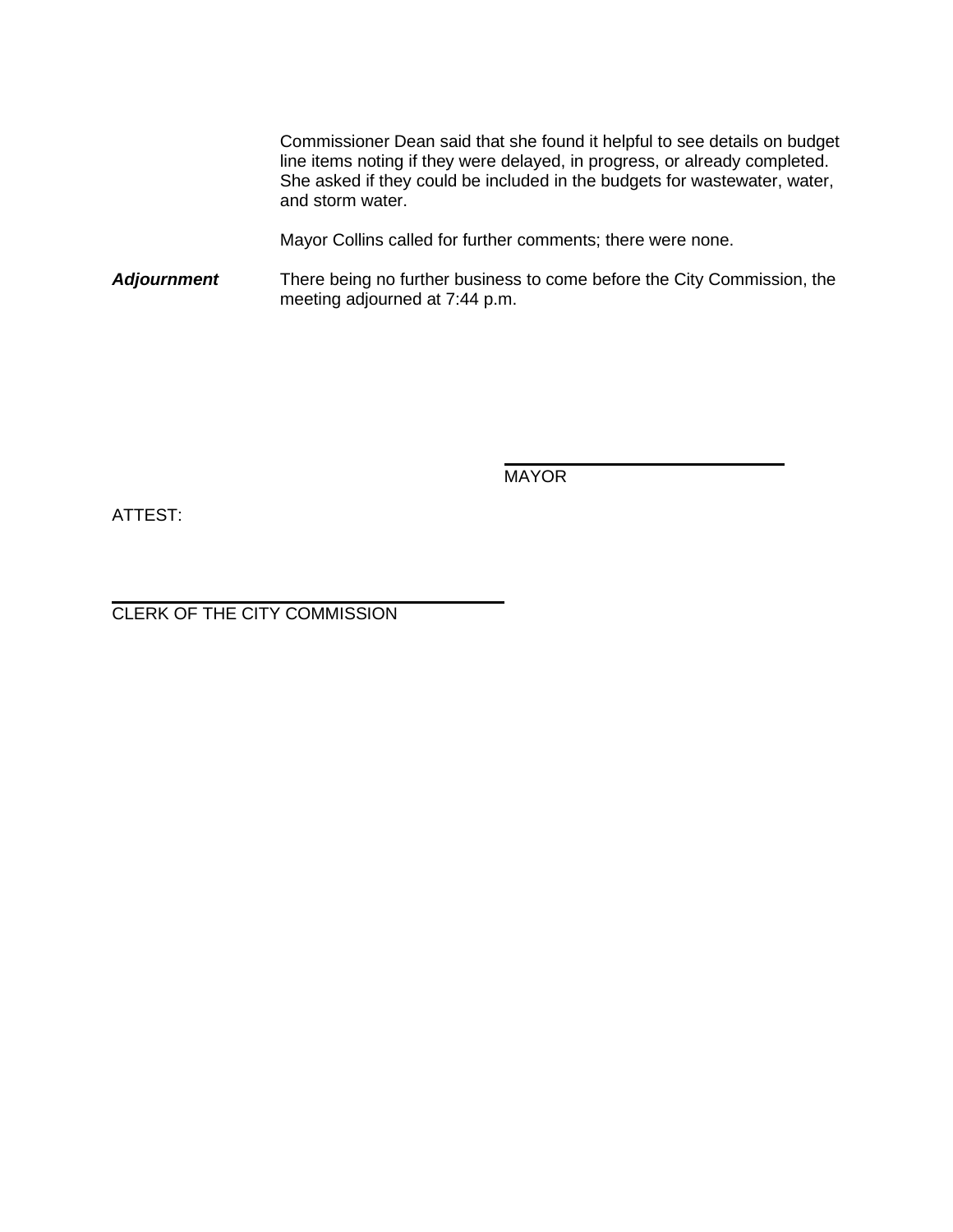Commissioner Dean said that she found it helpful to see details on budget line items noting if they were delayed, in progress, or already completed. She asked if they could be included in the budgets for wastewater, water, and storm water.

Mayor Collins called for further comments; there were none.

***Adjournment*** There being no further business to come before the City Commission, the meeting adjourned at 7:44 p.m.

\_\_\_\_\_\_\_\_\_\_\_\_\_\_\_\_\_\_\_\_\_\_\_\_\_\_\_\_\_\_

MAYOR

ATTEST:

\_\_\_\_\_\_\_\_\_\_\_\_\_\_\_\_\_\_\_\_\_\_\_\_\_\_\_\_\_\_\_\_\_\_\_\_\_\_

CLERK OF THE CITY COMMISSION